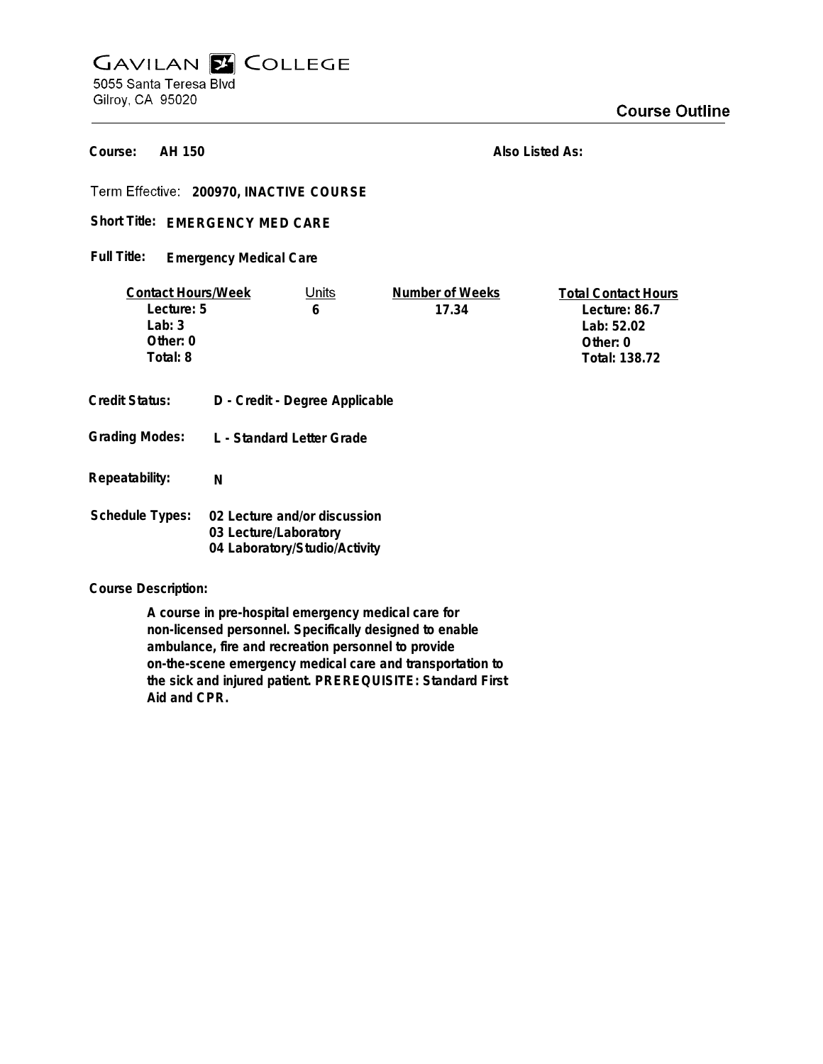# GAVILAN COLLEGE

5055 Santa Teresa Blvd
Gilroy, CA 95020

## Course Outline

**Course:** AH 150

**Also Listed As:**

**Term Effective:** 200970, INACTIVE COURSE

**Short Title:** EMERGENCY MED CARE

**Full Title:** Emergency Medical Care

| Contact Hours/Week | Units | Number of Weeks | Total Contact Hours |
|---|---|---|---|
| Lecture: 5 | 6 | 17.34 | Lecture: 86.7 |
| Lab: 3 | | | Lab: 52.02 |
| Other: 0 | | | Other: 0 |
| Total: 8 | | | Total: 138.72 |

**Credit Status:** D - Credit - Degree Applicable

**Grading Modes:** L - Standard Letter Grade

**Repeatability:** N

**Schedule Types:**
02 Lecture and/or discussion
03 Lecture/Laboratory
04 Laboratory/Studio/Activity

**Course Description:**

A course in pre-hospital emergency medical care for non-licensed personnel. Specifically designed to enable ambulance, fire and recreation personnel to provide on-the-scene emergency medical care and transportation to the sick and injured patient. PREREQUISITE: Standard First Aid and CPR.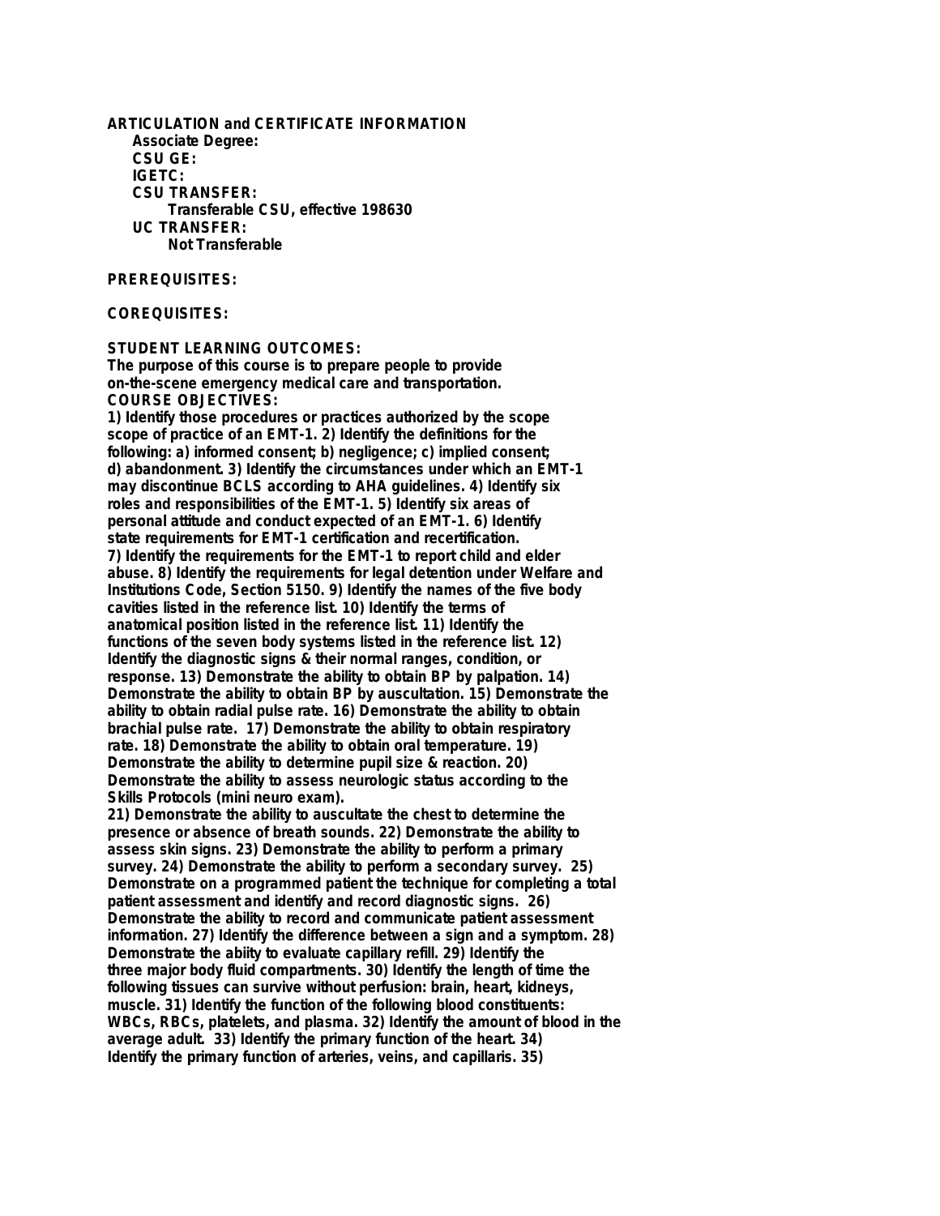**ARTICULATION and CERTIFICATE INFORMATION**

**Associate Degree:**

**CSU GE:**

**IGETC:**

**CSU TRANSFER:**

Transferable CSU, effective 198630

**UC TRANSFER:**

Not Transferable

**PREREQUISITES:**

**COREQUISITES:**

**STUDENT LEARNING OUTCOMES:**

The purpose of this course is to prepare people to provide on-the-scene emergency medical care and transportation.

**COURSE OBJECTIVES:**

1) Identify those procedures or practices authorized by the scope scope of practice of an EMT-1. 2) Identify the definitions for the following: a) informed consent; b) negligence; c) implied consent; d) abandonment. 3) Identify the circumstances under which an EMT-1 may discontinue BCLS according to AHA guidelines. 4) Identify six roles and responsibilities of the EMT-1. 5) Identify six areas of personal attitude and conduct expected of an EMT-1. 6) Identify state requirements for EMT-1 certification and recertification. 7) Identify the requirements for the EMT-1 to report child and elder abuse. 8) Identify the requirements for legal detention under Welfare and Institutions Code, Section 5150. 9) Identify the names of the five body cavities listed in the reference list. 10) Identify the terms of anatomical position listed in the reference list. 11) Identify the functions of the seven body systems listed in the reference list. 12) Identify the diagnostic signs & their normal ranges, condition, or response. 13) Demonstrate the ability to obtain BP by palpation. 14) Demonstrate the ability to obtain BP by auscultation. 15) Demonstrate the ability to obtain radial pulse rate. 16) Demonstrate the ability to obtain brachial pulse rate. 17) Demonstrate the ability to obtain respiratory rate. 18) Demonstrate the ability to obtain oral temperature. 19) Demonstrate the ability to determine pupil size & reaction. 20) Demonstrate the ability to assess neurologic status according to the Skills Protocols (mini neuro exam).

21) Demonstrate the ability to auscultate the chest to determine the presence or absence of breath sounds. 22) Demonstrate the ability to assess skin signs. 23) Demonstrate the ability to perform a primary survey. 24) Demonstrate the ability to perform a secondary survey. 25) Demonstrate on a programmed patient the technique for completing a total patient assessment and identify and record diagnostic signs. 26) Demonstrate the ability to record and communicate patient assessment information. 27) Identify the difference between a sign and a symptom. 28) Demonstrate the abiity to evaluate capillary refill. 29) Identify the three major body fluid compartments. 30) Identify the length of time the following tissues can survive without perfusion: brain, heart, kidneys, muscle. 31) Identify the function of the following blood constituents: WBCs, RBCs, platelets, and plasma. 32) Identify the amount of blood in the average adult. 33) Identify the primary function of the heart. 34) Identify the primary function of arteries, veins, and capillaris. 35)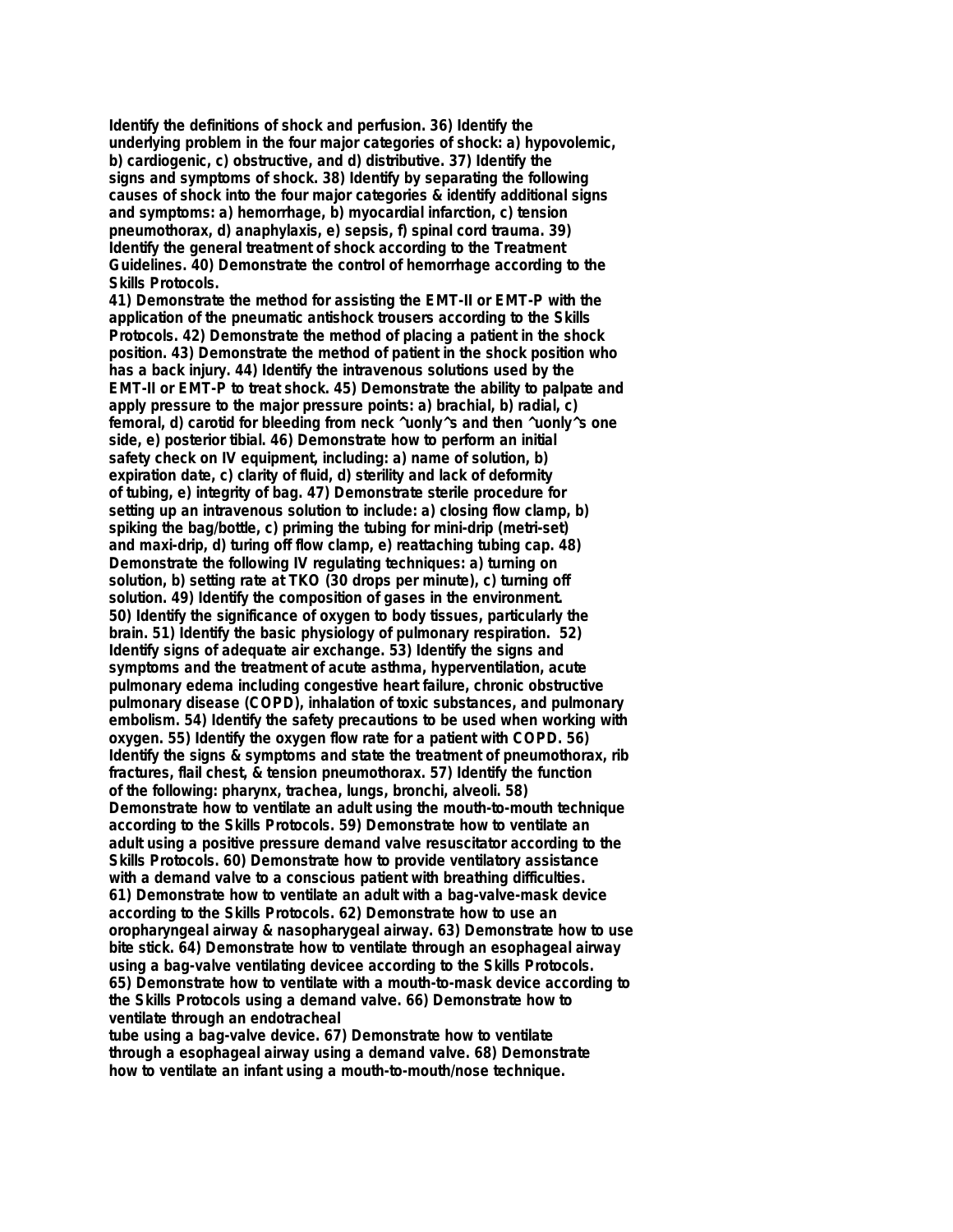Identify the definitions of shock and perfusion. 36) Identify the underlying problem in the four major categories of shock: a) hypovolemic, b) cardiogenic, c) obstructive, and d) distributive. 37) Identify the signs and symptoms of shock. 38) Identify by separating the following causes of shock into the four major categories & identify additional signs and symptoms: a) hemorrhage, b) myocardial infarction, c) tension pneumothorax, d) anaphylaxis, e) sepsis, f) spinal cord trauma. 39) Identify the general treatment of shock according to the Treatment Guidelines. 40) Demonstrate the control of hemorrhage according to the Skills Protocols.

41) Demonstrate the method for assisting the EMT-II or EMT-P with the application of the pneumatic antishock trousers according to the Skills Protocols. 42) Demonstrate the method of placing a patient in the shock position. 43) Demonstrate the method of patient in the shock position who has a back injury. 44) Identify the intravenous solutions used by the EMT-II or EMT-P to treat shock. 45) Demonstrate the ability to palpate and apply pressure to the major pressure points: a) brachial, b) radial, c) femoral, d) carotid for bleeding from neck ^uonly^s and then ^uonly^s one side, e) posterior tibial. 46) Demonstrate how to perform an initial safety check on IV equipment, including: a) name of solution, b) expiration date, c) clarity of fluid, d) sterility and lack of deformity of tubing, e) integrity of bag. 47) Demonstrate sterile procedure for setting up an intravenous solution to include: a) closing flow clamp, b) spiking the bag/bottle, c) priming the tubing for mini-drip (metri-set) and maxi-drip, d) turing off flow clamp, e) reattaching tubing cap. 48) Demonstrate the following IV regulating techniques: a) turning on solution, b) setting rate at TKO (30 drops per minute), c) turning off solution. 49) Identify the composition of gases in the environment. 50) Identify the significance of oxygen to body tissues, particularly the brain. 51) Identify the basic physiology of pulmonary respiration. 52) Identify signs of adequate air exchange. 53) Identify the signs and symptoms and the treatment of acute asthma, hyperventilation, acute pulmonary edema including congestive heart failure, chronic obstructive pulmonary disease (COPD), inhalation of toxic substances, and pulmonary embolism. 54) Identify the safety precautions to be used when working with oxygen. 55) Identify the oxygen flow rate for a patient with COPD. 56) Identify the signs & symptoms and state the treatment of pneumothorax, rib fractures, flail chest, & tension pneumothorax. 57) Identify the function of the following: pharynx, trachea, lungs, bronchi, alveoli. 58) Demonstrate how to ventilate an adult using the mouth-to-mouth technique according to the Skills Protocols. 59) Demonstrate how to ventilate an adult using a positive pressure demand valve resuscitator according to the Skills Protocols. 60) Demonstrate how to provide ventilatory assistance with a demand valve to a conscious patient with breathing difficulties. 61) Demonstrate how to ventilate an adult with a bag-valve-mask device according to the Skills Protocols. 62) Demonstrate how to use an oropharyngeal airway & nasopharygeal airway. 63) Demonstrate how to use bite stick. 64) Demonstrate how to ventilate through an esophageal airway using a bag-valve ventilating devicee according to the Skills Protocols. 65) Demonstrate how to ventilate with a mouth-to-mask device according to the Skills Protocols using a demand valve. 66) Demonstrate how to ventilate through an endotracheal tube using a bag-valve device. 67) Demonstrate how to ventilate through a esophageal airway using a demand valve. 68) Demonstrate how to ventilate an infant using a mouth-to-mouth/nose technique.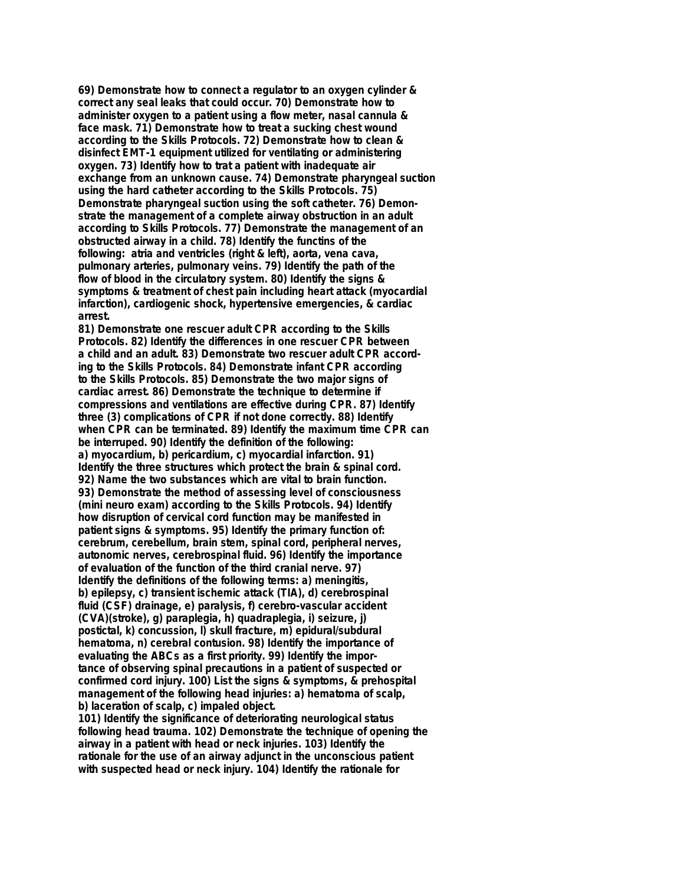**69) Demonstrate how to connect a regulator to an oxygen cylinder & correct any seal leaks that could occur. 70) Demonstrate how to administer oxygen to a patient using a flow meter, nasal cannula & face mask. 71) Demonstrate how to treat a sucking chest wound according to the Skills Protocols. 72) Demonstrate how to clean & disinfect EMT-1 equipment utilized for ventilating or administering oxygen. 73) Identify how to trat a patient with inadequate air exchange from an unknown cause. 74) Demonstrate pharyngeal suction using the hard catheter according to the Skills Protocols. 75) Demonstrate pharyngeal suction using the soft catheter. 76) Demonstrate the management of a complete airway obstruction in an adult according to Skills Protocols. 77) Demonstrate the management of an obstructed airway in a child. 78) Identify the functins of the following: atria and ventricles (right & left), aorta, vena cava, pulmonary arteries, pulmonary veins. 79) Identify the path of the flow of blood in the circulatory system. 80) Identify the signs & symptoms & treatment of chest pain including heart attack (myocardial infarction), cardiogenic shock, hypertensive emergencies, & cardiac arrest.**

**81) Demonstrate one rescuer adult CPR according to the Skills Protocols. 82) Identify the differences in one rescuer CPR between a child and an adult. 83) Demonstrate two rescuer adult CPR according to the Skills Protocols. 84) Demonstrate infant CPR according to the Skills Protocols. 85) Demonstrate the two major signs of cardiac arrest. 86) Demonstrate the technique to determine if compressions and ventilations are effective during CPR. 87) Identify three (3) complications of CPR if not done correctly. 88) Identify when CPR can be terminated. 89) Identify the maximum time CPR can be interruped. 90) Identify the definition of the following: a) myocardium, b) pericardium, c) myocardial infarction. 91) Identify the three structures which protect the brain & spinal cord. 92) Name the two substances which are vital to brain function. 93) Demonstrate the method of assessing level of consciousness (mini neuro exam) according to the Skills Protocols. 94) Identify how disruption of cervical cord function may be manifested in patient signs & symptoms. 95) Identify the primary function of: cerebrum, cerebellum, brain stem, spinal cord, peripheral nerves, autonomic nerves, cerebrospinal fluid. 96) Identify the importance of evaluation of the function of the third cranial nerve. 97) Identify the definitions of the following terms: a) meningitis, b) epilepsy, c) transient ischemic attack (TIA), d) cerebrospinal fluid (CSF) drainage, e) paralysis, f) cerebro-vascular accident (CVA)(stroke), g) paraplegia, h) quadraplegia, i) seizure, j) postical, k) concussion, l) skull fracture, m) epidural/subdural hematoma, n) cerebral contusion. 98) Identify the importance of evaluating the ABCs as a first priority. 99) Identify the importance of observing spinal precautions in a patient of suspected or confirmed cord injury. 100) List the signs & symptoms, & prehospital management of the following head injuries: a) hematoma of scalp, b) laceration of scalp, c) impaled object.**

**101) Identify the significance of deteriorating neurological status following head trauma. 102) Demonstrate the technique of opening the airway in a patient with head or neck injuries. 103) Identify the rationale for the use of an airway adjunct in the unconscious patient with suspected head or neck injury. 104) Identify the rationale for**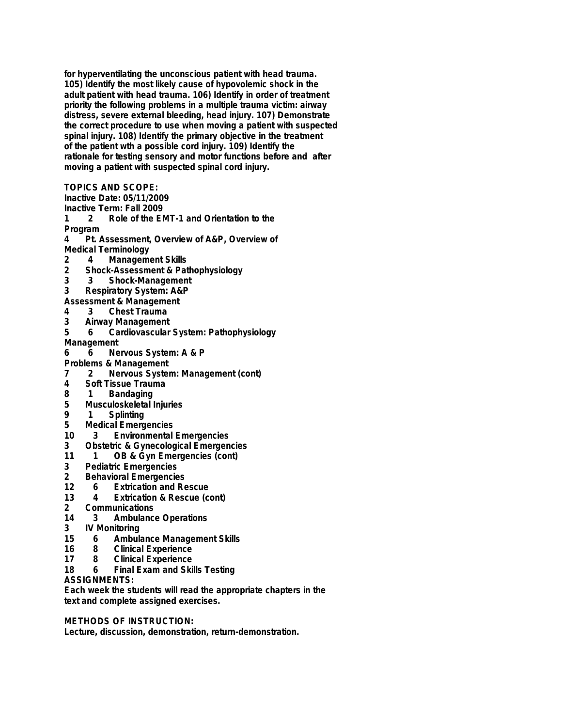for hyperventilating the unconscious patient with head trauma. 105) Identify the most likely cause of hypovolemic shock in the adult patient with head trauma. 106) Identify in order of treatment priority the following problems in a multiple trauma victim: airway distress, severe external bleeding, head injury. 107) Demonstrate the correct procedure to use when moving a patient with suspected spinal injury. 108) Identify the primary objective in the treatment of the patient wth a possible cord injury. 109) Identify the rationale for testing sensory and motor functions before and after moving a patient with suspected spinal cord injury.

**TOPICS AND SCOPE:**

Inactive Date: 05/11/2009

Inactive Term: Fall 2009

1 2 Role of the EMT-1 and Orientation to the Program

4 Pt. Assessment, Overview of A&P, Overview of Medical Terminology

2 4 Management Skills

2 Shock-Assessment & Pathophysiology

3 3 Shock-Management

3 Respiratory System: A&P Assessment & Management

4 3 Chest Trauma

3 Airway Management

5 6 Cardiovascular System: Pathophysiology Management

6 6 Nervous System: A & P Problems & Management

7 2 Nervous System: Management (cont)

4 Soft Tissue Trauma

8 1 Bandaging

5 Musculoskeletal Injuries

9 1 Splinting

5 Medical Emergencies

10 3 Environmental Emergencies

3 Obstetric & Gynecological Emergencies

11 1 OB & Gyn Emergencies (cont)

3 Pediatric Emergencies

2 Behavioral Emergencies

12 6 Extrication and Rescue

13 4 Extrication & Rescue (cont)

2 Communications

14 3 Ambulance Operations

3 IV Monitoring

15 6 Ambulance Management Skills

16 8 Clinical Experience

17 8 Clinical Experience

18 6 Final Exam and Skills Testing

**ASSIGNMENTS:**

Each week the students will read the appropriate chapters in the text and complete assigned exercises.

**METHODS OF INSTRUCTION:**

Lecture, discussion, demonstration, return-demonstration.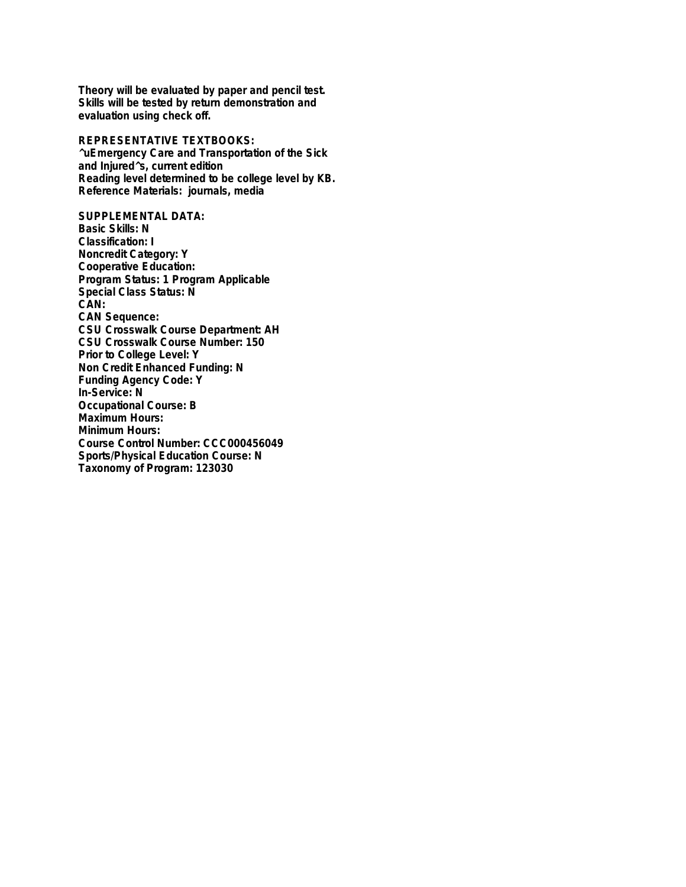Theory will be evaluated by paper and pencil test.
Skills will be tested by return demonstration and
evaluation using check off.

**REPRESENTATIVE TEXTBOOKS:**

^uEmergency Care and Transportation of the Sick
and Injured^s, current edition
Reading level determined to be college level by KB.
Reference Materials: journals, media

**SUPPLEMENTAL DATA:**

Basic Skills: N
Classification: I
Noncredit Category: Y
Cooperative Education:
Program Status: 1 Program Applicable
Special Class Status: N
CAN:
CAN Sequence:
CSU Crosswalk Course Department: AH
CSU Crosswalk Course Number: 150
Prior to College Level: Y
Non Credit Enhanced Funding: N
Funding Agency Code: Y
In-Service: N
Occupational Course: B
Maximum Hours:
Minimum Hours:
Course Control Number: CCC000456049
Sports/Physical Education Course: N
Taxonomy of Program: 123030